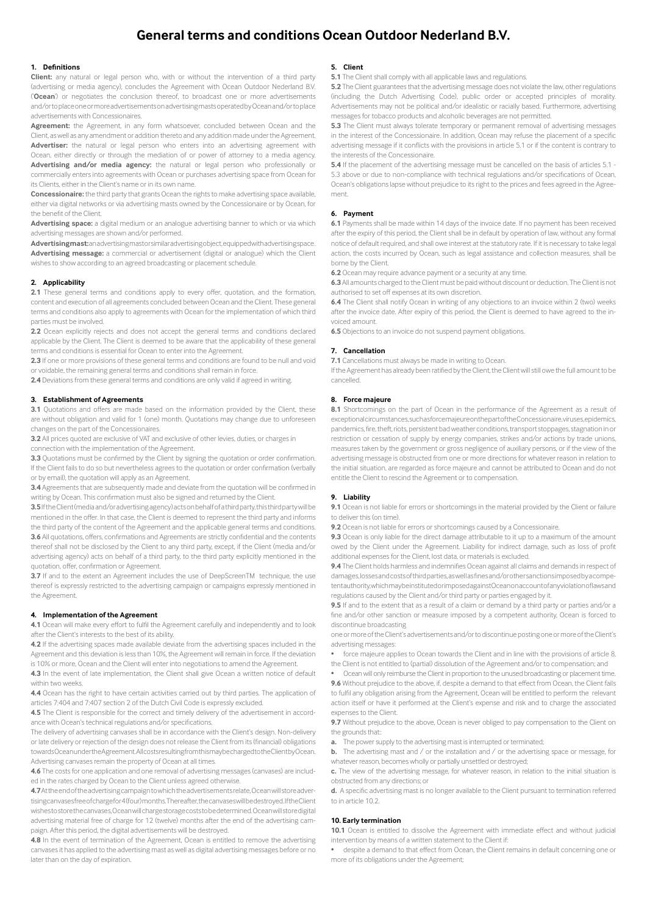# General terms and conditions Ocean Outdoor Nederland B.V.

## 1. Definitions

**Client:** any natural or legal person who, with or without the intervention of a third party (advertising or media agency), concludes the Agreement with Ocean Outdoor Nederland B.V. ('**Ocean**') or negotiates the conclusion thereof, to broadcast one or more advertisements and/or to place one or more advertisements on advertising masts operated by Ocean and/or to place advertisements with Concessionaires.

**Agreement:** the Agreement, in any form whatsoever, concluded between Ocean and the Client, as well as any amendment or addition thereto and any addition made under the Agreement.

**Advertiser:** the natural or legal person who enters into an advertising agreement with Ocean, either directly or through the mediation of or power of attorney to a media agency.

**Advertising and/or media agency:** the natural or legal person who professionally or commercially enters into agreements with Ocean or purchases advertising space from Ocean for its Clients, either in the Client's name or in its own name.

**Concessionaire:** the third party that grants Ocean the rights to make advertising space available, either via digital networks or via advertising masts owned by the Concessionaire or by Ocean, for the benefit of the Client.

**Advertising space:** a digital medium or an analogue advertising banner to which or via which advertising messages are shown and/or performed.

**Advertising mast:** an advertising mast or similar advertising object, equipped with advertising space.

**Advertising message:** a commercial or advertisement (digital or analogue) which the Client wishes to show according to an agreed broadcasting or placement schedule.

## 2. Applicability

**2.1** These general terms and conditions apply to every offer, quotation, and the formation, content and execution of all agreements concluded between Ocean and the Client. These general terms and conditions also apply to agreements with Ocean for the implementation of which third parties must be involved.

**2.2** Ocean explicitly rejects and does not accept the general terms and conditions declared applicable by the Client. The Client is deemed to be aware that the applicability of these general terms and conditions is essential for Ocean to enter into the Agreement.

**2.3** If one or more provisions of these general terms and conditions are found to be null and void or voidable, the remaining general terms and conditions shall remain in force.

**2.4** Deviations from these general terms and conditions are only valid if agreed in writing.

## 3. Establishment of Agreements

**3.1** Quotations and offers are made based on the information provided by the Client, these are without obligation and valid for 1 (one) month. Quotations may change due to unforeseen changes on the part of the Concessionaires.

**3.2** All prices quoted are exclusive of VAT and exclusive of other levies, duties, or charges in connection with the implementation of the Agreement.

**3.3** Quotations must be confirmed by the Client by signing the quotation or order confirmation. If the Client fails to do so but nevertheless agrees to the quotation or order confirmation (verbally or by email), the quotation will apply as an Agreement.

**3.4** Agreements that are subsequently made and deviate from the quotation will be confirmed in writing by Ocean. This confirmation must also be signed and returned by the Client.

**3.5** If the Client (media and/or advertising agency) acts on behalf of a third party, this third party will be mentioned in the offer. In that case, the Client is deemed to represent the third party and informs the third party of the content of the Agreement and the applicable general terms and conditions.

**3.6** All quotations, offers, confirmations and Agreements are strictly confidential and the contents thereof shall not be disclosed by the Client to any third party, except, if the Client (media and/or advertising agency) acts on behalf of a third party, to the third party explicitly mentioned in the quotation, offer, confirmation or Agreement.

**3.7** If and to the extent an Agreement includes the use of DeepScreenTM technique, the use thereof is expressly restricted to the advertising campaign or campaigns expressly mentioned in the Agreement.

## 4. Implementation of the Agreement

**4.1** Ocean will make every effort to fulfil the Agreement carefully and independently and to look after the Client's interests to the best of its ability.

**4.2** If the advertising spaces made available deviate from the advertising spaces included in the Agreement and this deviation is less than 10%, the Agreement will remain in force. If the deviation is 10% or more, Ocean and the Client will enter into negotiations to amend the Agreement.

**4.3** In the event of late implementation, the Client shall give Ocean a written notice of default within two weeks.

**4.4** Ocean has the right to have certain activities carried out by third parties. The application of articles 7:404 and 7:407 section 2 of the Dutch Civil Code is expressly excluded.

**4.5** The Client is responsible for the correct and timely delivery of the advertisement in accordance with Ocean's technical regulations and/or specifications.

The delivery of advertising canvases shall be in accordance with the Client's design. Non-delivery or late delivery or rejection of the design does not release the Client from its (financial) obligations towards Ocean under the Agreement. All costs resulting from this may be charged to the Client by Ocean. Advertising canvases remain the property of Ocean at all times.

**4.6** The costs for one application and one removal of advertising messages (canvases) are included in the rates charged by Ocean to the Client unless agreed otherwise.

**4.7** At the end of the advertising campaign to which the advertisements relate, Ocean will store advertising canvases free of charge for 4 (four) months. Thereafter, the canvases will be destroyed. If the Client wishes to store the canvases, Ocean will charge storage costs to be determined. Ocean will store digital advertising material free of charge for 12 (twelve) months after the end of the advertising campaign. After this period, the digital advertisements will be destroyed.

**4.8** In the event of termination of the Agreement, Ocean is entitled to remove the advertising canvases it has applied to the advertising mast as well as digital advertising messages before or no later than on the day of expiration.

## 5. Client

**5.1** The Client shall comply with all applicable laws and regulations.

**5.2** The Client guarantees that the advertising message does not violate the law, other regulations (including the Dutch Advertising Code), public order or accepted principles of morality. Advertisements may not be political and/or idealistic or racially based. Furthermore, advertising messages for tobacco products and alcoholic beverages are not permitted.

**5.3** The Client must always tolerate temporary or permanent removal of advertising messages in the interest of the Concessionaire. In addition, Ocean may refuse the placement of a specific advertising message if it conflicts with the provisions in article 5.1 or if the content is contrary to the interests of the Concessionaire.

**5.4** If the placement of the advertising message must be cancelled on the basis of articles 5.1 - 5.3 above or due to non-compliance with technical regulations and/or specifications of Ocean, Ocean's obligations lapse without prejudice to its right to the prices and fees agreed in the Agreement.

## 6. Payment

**6.1** Payments shall be made within 14 days of the invoice date. If no payment has been received after the expiry of this period, the Client shall be in default by operation of law, without any formal notice of default required, and shall owe interest at the statutory rate. If it is necessary to take legal action, the costs incurred by Ocean, such as legal assistance and collection measures, shall be borne by the Client.

**6.2** Ocean may require advance payment or a security at any time.

**6.3** All amounts charged to the Client must be paid without discount or deduction. The Client is not authorised to set off expenses at its own discretion.

**6.4** The Client shall notify Ocean in writing of any objections to an invoice within 2 (two) weeks after the invoice date. After expiry of this period, the Client is deemed to have agreed to the invoiced amount.

**6.5** Objections to an invoice do not suspend payment obligations.

## 7. Cancellation

**7.1** Cancellations must always be made in writing to Ocean.

If the Agreement has already been ratified by the Client, the Client will still owe the full amount to be cancelled.

## 8. Force majeure

**8.1** Shortcomings on the part of Ocean in the performance of the Agreement as a result of exceptional circumstances, such as force majeure on the part of the Concessionaire, viruses, epidemics, pandemics, fire, theft, riots, persistent bad weather conditions, transport stoppages, stagnation in or restriction or cessation of supply by energy companies, strikes and/or actions by trade unions, measures taken by the government or gross negligence of auxiliary persons, or if the view of the advertising message is obstructed from one or more directions for whatever reason in relation to the initial situation, are regarded as force majeure and cannot be attributed to Ocean and do not entitle the Client to rescind the Agreement or to compensation.

## 9. Liability

**9.1** Ocean is not liable for errors or shortcomings in the material provided by the Client or failure to deliver this (on time).

**9.2** Ocean is not liable for errors or shortcomings caused by a Concessionaire.

**9.3** Ocean is only liable for the direct damage attributable to it up to a maximum of the amount owed by the Client under the Agreement. Liability for indirect damage, such as loss of profit additional expenses for the Client, lost data, or materials is excluded.

**9.4** The Client holds harmless and indemnifies Ocean against all claims and demands in respect of damages, losses and costs of third parties, as well as fines and/or other sanctions imposed by a competent authority, which may be instituted or imposed against Ocean on account of any violation of laws and regulations caused by the Client and/or third party or parties engaged by it.

**9.5** If and to the extent that as a result of a claim or demand by a third party or parties and/or a fine and/or other sanction or measure imposed by a competent authority, Ocean is forced to discontinue broadcasting

one or more of the Client's advertisements and/or to discontinue posting one or more of the Client's advertising messages:

- force majeure applies to Ocean towards the Client and in line with the provisions of article 8, the Client is not entitled to (partial) dissolution of the Agreement and/or to compensation; and
- Ocean will only reimburse the Client in proportion to the unused broadcasting or placement time.

**9.6** Without prejudice to the above, if, despite a demand to that effect from Ocean, the Client fails to fulfil any obligation arising from the Agreement, Ocean will be entitled to perform the relevant action itself or have it performed at the Client's expense and risk and to charge the associated expenses to the Client.

**9.7** Without prejudice to the above, Ocean is never obliged to pay compensation to the Client on the grounds that:

**a.** The power supply to the advertising mast is interrupted or terminated;

**b.** The advertising mast and / or the installation and / or the advertising space or message, for whatever reason, becomes wholly or partially unsettled or destroyed;

**c.** The view of the advertising message, for whatever reason, in relation to the initial situation is obstructed from any directions; or

**d.** A specific advertising mast is no longer available to the Client pursuant to termination referred to in article 10.2.

## 10. Early termination

**10.1** Ocean is entitled to dissolve the Agreement with immediate effect and without judicial intervention by means of a written statement to the Client if:

- despite a demand to that effect from Ocean, the Client remains in default concerning one or more of its obligations under the Agreement;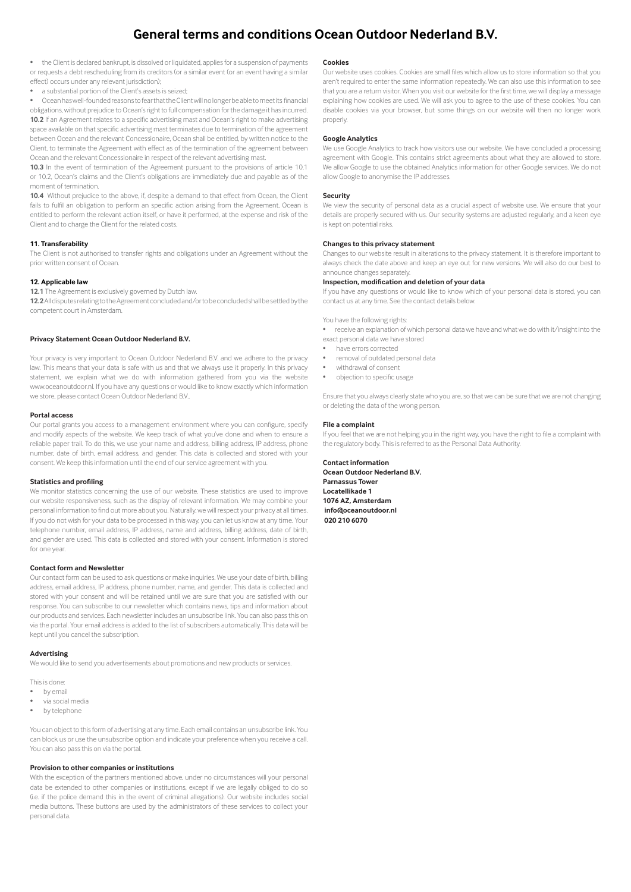# General terms and conditions Ocean Outdoor Nederland B.V.

- the Client is declared bankrupt, is dissolved or liquidated, applies for a suspension of payments or requests a debt rescheduling from its creditors (or a similar event (or an event having a similar effect) occurs under any relevant jurisdiction);
- a substantial portion of the Client's assets is seized;
- Ocean has well-founded reasons to fear that the Client will no longer be able to meet its financial obligations, without prejudice to Ocean's right to full compensation for the damage it has incurred.

**10.2** If an Agreement relates to a specific advertising mast and Ocean's right to make advertising space available on that specific advertising mast terminates due to termination of the agreement between Ocean and the relevant Concessionaire, Ocean shall be entitled, by written notice to the Client, to terminate the Agreement with effect as of the termination of the agreement between Ocean and the relevant Concessionaire in respect of the relevant advertising mast.

**10.3** In the event of termination of the Agreement pursuant to the provisions of article 10.1 or 10.2, Ocean's claims and the Client's obligations are immediately due and payable as of the moment of termination.

**10.4** Without prejudice to the above, if, despite a demand to that effect from Ocean, the Client fails to fulfil an obligation to perform an specific action arising from the Agreement, Ocean is entitled to perform the relevant action itself, or have it performed, at the expense and risk of the Client and to charge the Client for the related costs.

### 11. Transferability

The Client is not authorised to transfer rights and obligations under an Agreement without the prior written consent of Ocean.

### 12. Applicable law

**12.1** The Agreement is exclusively governed by Dutch law.

**12.2** All disputes relating to the Agreement concluded and/or to be concluded shall be settled by the competent court in Amsterdam.

## Privacy Statement Ocean Outdoor Nederland B.V.

Your privacy is very important to Ocean Outdoor Nederland B.V. and we adhere to the privacy law. This means that your data is safe with us and that we always use it properly. In this privacy statement, we explain what we do with information gathered from you via the website www.oceanoutdoor.nl. If you have any questions or would like to know exactly which information we store, please contact Ocean Outdoor Nederland B.V..

### Portal access

Our portal grants you access to a management environment where you can configure, specify and modify aspects of the website. We keep track of what you've done and when to ensure a reliable paper trail. To do this, we use your name and address, billing address, IP address, phone number, date of birth, email address, and gender. This data is collected and stored with your consent. We keep this information until the end of our service agreement with you.

### Statistics and profiling

We monitor statistics concerning the use of our website. These statistics are used to improve our website responsiveness, such as the display of relevant information. We may combine your personal information to find out more about you. Naturally, we will respect your privacy at all times. If you do not wish for your data to be processed in this way, you can let us know at any time. Your telephone number, email address, IP address, name and address, billing address, date of birth, and gender are used. This data is collected and stored with your consent. Information is stored for one year.

### Contact form and Newsletter

Our contact form can be used to ask questions or make inquiries. We use your date of birth, billing address, email address, IP address, phone number, name, and gender. This data is collected and stored with your consent and will be retained until we are sure that you are satisfied with our response. You can subscribe to our newsletter which contains news, tips and information about our products and services. Each newsletter includes an unsubscribe link. You can also pass this on via the portal. Your email address is added to the list of subscribers automatically. This data will be kept until you cancel the subscription.

### Advertising

We would like to send you advertisements about promotions and new products or services.

This is done:

- by email
- via social media
- by telephone

You can object to this form of advertising at any time. Each email contains an unsubscribe link. You can block us or use the unsubscribe option and indicate your preference when you receive a call. You can also pass this on via the portal.

### Provision to other companies or institutions

With the exception of the partners mentioned above, under no circumstances will your personal data be extended to other companies or institutions, except if we are legally obliged to do so (i.e. if the police demand this in the event of criminal allegations). Our website includes social media buttons. These buttons are used by the administrators of these services to collect your personal data.

### Cookies

Our website uses cookies. Cookies are small files which allow us to store information so that you aren't required to enter the same information repeatedly. We can also use this information to see that you are a return visitor. When you visit our website for the first time, we will display a message explaining how cookies are used. We will ask you to agree to the use of these cookies. You can disable cookies via your browser, but some things on our website will then no longer work properly.

### Google Analytics

We use Google Analytics to track how visitors use our website. We have concluded a processing agreement with Google. This contains strict agreements about what they are allowed to store. We allow Google to use the obtained Analytics information for other Google services. We do not allow Google to anonymise the IP addresses.

### Security

We view the security of personal data as a crucial aspect of website use. We ensure that your details are properly secured with us. Our security systems are adjusted regularly, and a keen eye is kept on potential risks.

### Changes to this privacy statement

Changes to our website result in alterations to the privacy statement. It is therefore important to always check the date above and keep an eye out for new versions. We will also do our best to announce changes separately.

### Inspection, modification and deletion of your data

If you have any questions or would like to know which of your personal data is stored, you can contact us at any time. See the contact details below.

You have the following rights:

- receive an explanation of which personal data we have and what we do with it/insight into the exact personal data we have stored
- have errors corrected
- removal of outdated personal data
- withdrawal of consent
- objection to specific usage

Ensure that you always clearly state who you are, so that we can be sure that we are not changing or deleting the data of the wrong person.

### File a complaint

If you feel that we are not helping you in the right way, you have the right to file a complaint with the regulatory body. This is referred to as the Personal Data Authority.

### Contact information

**Ocean Outdoor Nederland B.V.**
**Parnassus Tower**
**Locatellikade 1**
**1076 AZ, Amsterdam**
**info@oceanoutdoor.nl**
**020 210 6070**